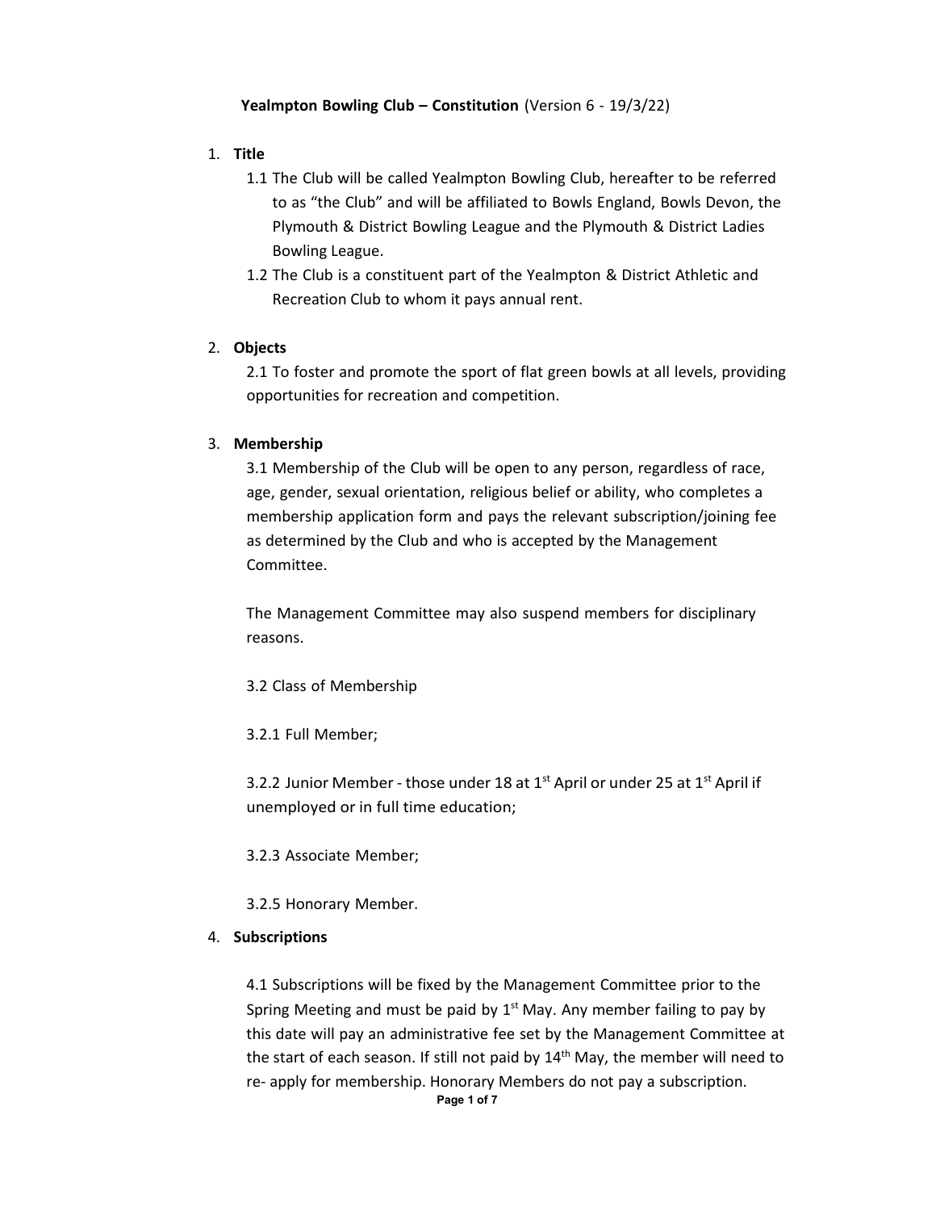**Yealmpton Bowling Club – Constitution** (Version 6 - 19/3/22)

1. **Title**
   1.1 The Club will be called Yealmpton Bowling Club, hereafter to be referred to as "the Club" and will be affiliated to Bowls England, Bowls Devon, the Plymouth & District Bowling League and the Plymouth & District Ladies Bowling League.
   1.2 The Club is a constituent part of the Yealmpton & District Athletic and Recreation Club to whom it pays annual rent.

2. **Objects**

   2.1 To foster and promote the sport of flat green bowls at all levels, providing opportunities for recreation and competition.

3. **Membership**

   3.1 Membership of the Club will be open to any person, regardless of race, age, gender, sexual orientation, religious belief or ability, who completes a membership application form and pays the relevant subscription/joining fee as determined by the Club and who is accepted by the Management Committee.

   The Management Committee may also suspend members for disciplinary reasons.

   3.2 Class of Membership

   3.2.1 Full Member;

   3.2.2 Junior Member - those under 18 at 1st April or under 25 at 1st April if unemployed or in full time education;

   3.2.3 Associate Member;

   3.2.5 Honorary Member.

4. **Subscriptions**

   4.1 Subscriptions will be fixed by the Management Committee prior to the Spring Meeting and must be paid by 1st May. Any member failing to pay by this date will pay an administrative fee set by the Management Committee at the start of each season. If still not paid by 14th May, the member will need to re- apply for membership. Honorary Members do not pay a subscription.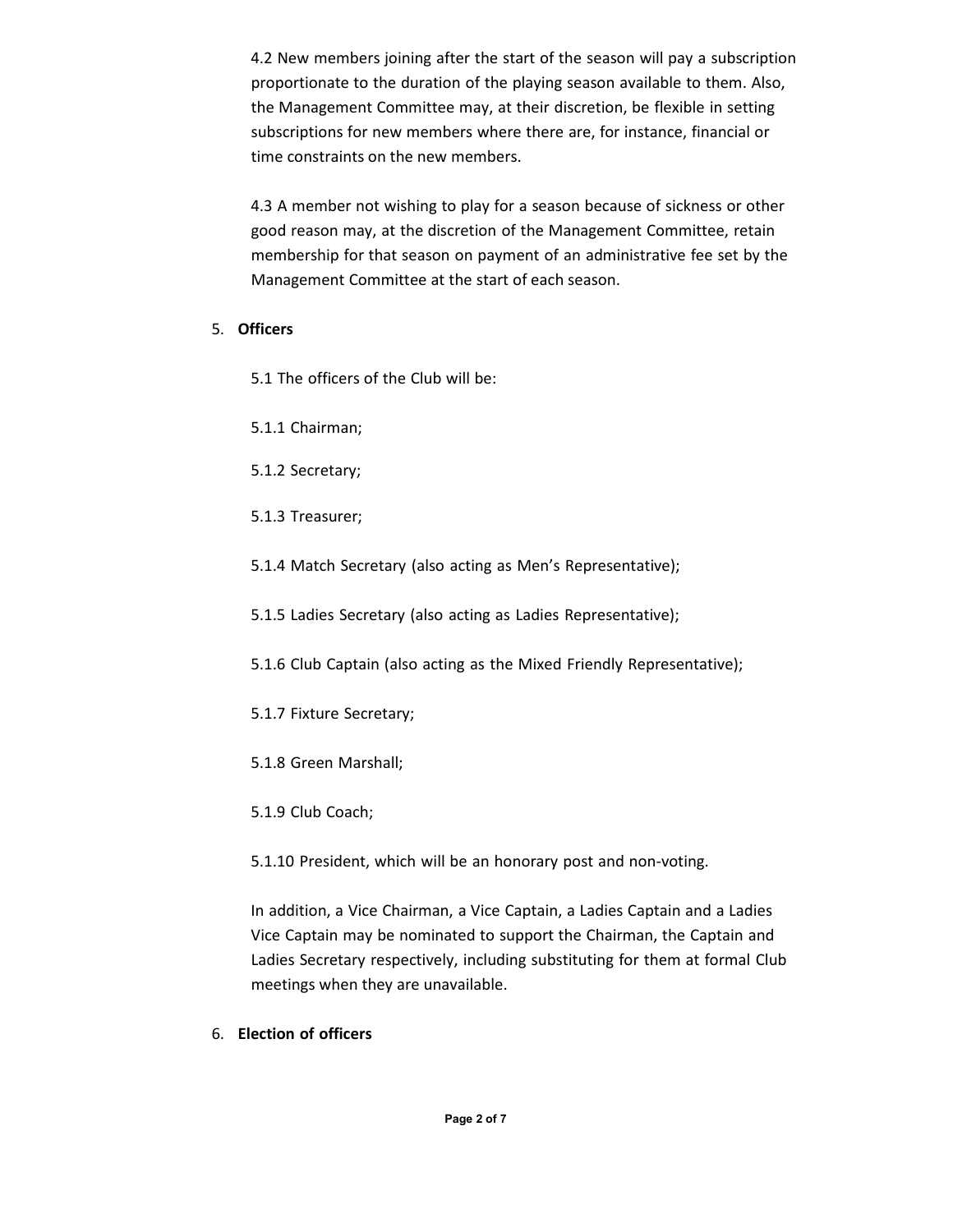4.2 New members joining after the start of the season will pay a subscription proportionate to the duration of the playing season available to them. Also, the Management Committee may, at their discretion, be flexible in setting subscriptions for new members where there are, for instance, financial or time constraints on the new members.

4.3 A member not wishing to play for a season because of sickness or other good reason may, at the discretion of the Management Committee, retain membership for that season on payment of an administrative fee set by the Management Committee at the start of each season.

5. **Officers**

5.1 The officers of the Club will be:

5.1.1 Chairman;

5.1.2 Secretary;

5.1.3 Treasurer;

5.1.4 Match Secretary (also acting as Men's Representative);

5.1.5 Ladies Secretary (also acting as Ladies Representative);

5.1.6 Club Captain (also acting as the Mixed Friendly Representative);

5.1.7 Fixture Secretary;

5.1.8 Green Marshall;

5.1.9 Club Coach;

5.1.10 President, which will be an honorary post and non-voting.

In addition, a Vice Chairman, a Vice Captain, a Ladies Captain and a Ladies Vice Captain may be nominated to support the Chairman, the Captain and Ladies Secretary respectively, including substituting for them at formal Club meetings when they are unavailable.

6. **Election of officers**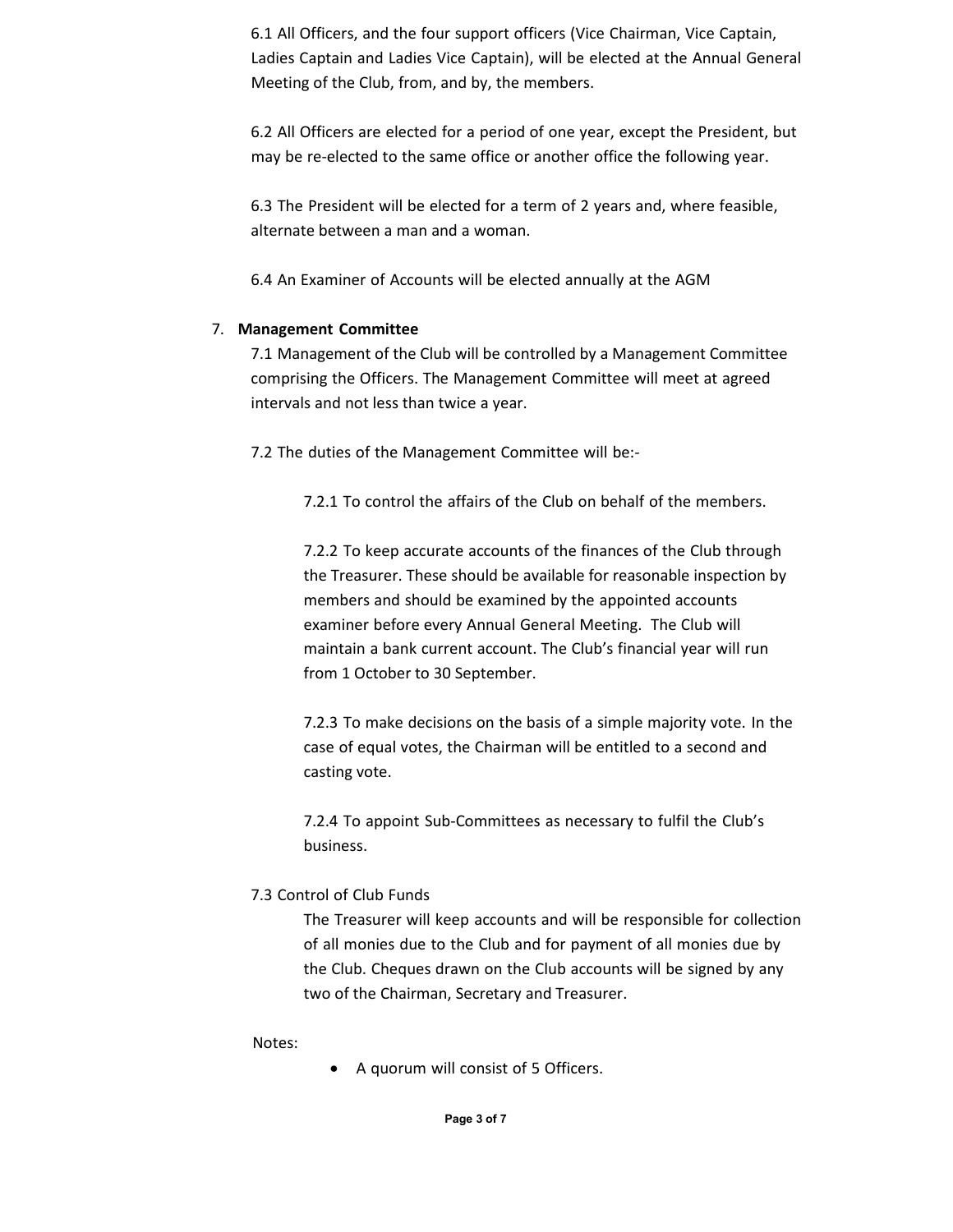6.1 All Officers, and the four support officers (Vice Chairman, Vice Captain, Ladies Captain and Ladies Vice Captain), will be elected at the Annual General Meeting of the Club, from, and by, the members.

6.2 All Officers are elected for a period of one year, except the President, but may be re-elected to the same office or another office the following year.

6.3 The President will be elected for a term of 2 years and, where feasible, alternate between a man and a woman.

6.4 An Examiner of Accounts will be elected annually at the AGM

7. **Management Committee**

7.1 Management of the Club will be controlled by a Management Committee comprising the Officers. The Management Committee will meet at agreed intervals and not less than twice a year.

7.2 The duties of the Management Committee will be:-

7.2.1 To control the affairs of the Club on behalf of the members.

7.2.2 To keep accurate accounts of the finances of the Club through the Treasurer. These should be available for reasonable inspection by members and should be examined by the appointed accounts examiner before every Annual General Meeting. The Club will maintain a bank current account. The Club's financial year will run from 1 October to 30 September.

7.2.3 To make decisions on the basis of a simple majority vote. In the case of equal votes, the Chairman will be entitled to a second and casting vote.

7.2.4 To appoint Sub-Committees as necessary to fulfil the Club's business.

7.3 Control of Club Funds

The Treasurer will keep accounts and will be responsible for collection of all monies due to the Club and for payment of all monies due by the Club. Cheques drawn on the Club accounts will be signed by any two of the Chairman, Secretary and Treasurer.

Notes:

- A quorum will consist of 5 Officers.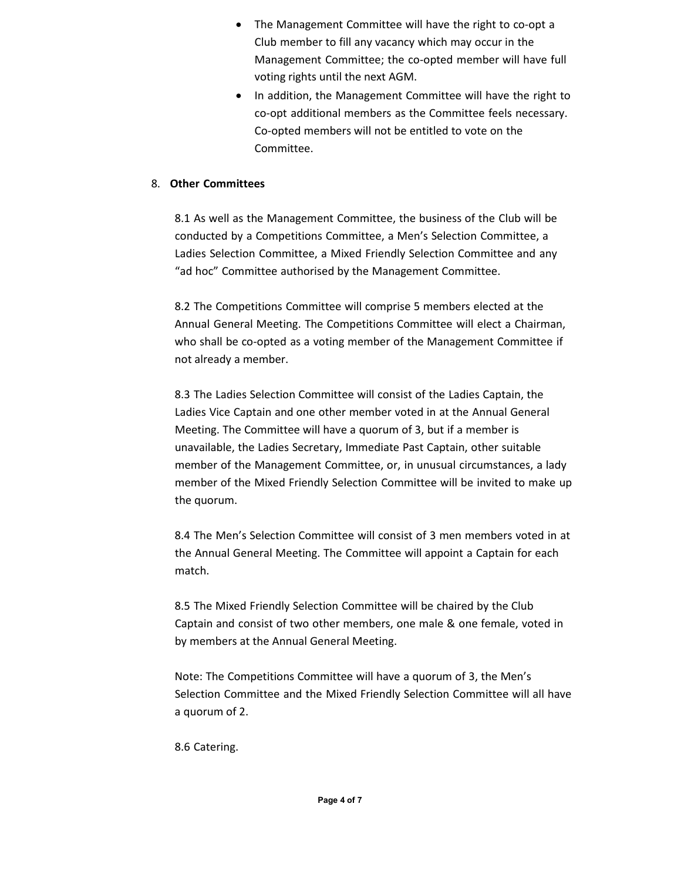- The Management Committee will have the right to co-opt a Club member to fill any vacancy which may occur in the Management Committee; the co-opted member will have full voting rights until the next AGM.
- In addition, the Management Committee will have the right to co-opt additional members as the Committee feels necessary. Co-opted members will not be entitled to vote on the Committee.

8. **Other Committees**

8.1 As well as the Management Committee, the business of the Club will be conducted by a Competitions Committee, a Men's Selection Committee, a Ladies Selection Committee, a Mixed Friendly Selection Committee and any "ad hoc" Committee authorised by the Management Committee.

8.2 The Competitions Committee will comprise 5 members elected at the Annual General Meeting. The Competitions Committee will elect a Chairman, who shall be co-opted as a voting member of the Management Committee if not already a member.

8.3 The Ladies Selection Committee will consist of the Ladies Captain, the Ladies Vice Captain and one other member voted in at the Annual General Meeting. The Committee will have a quorum of 3, but if a member is unavailable, the Ladies Secretary, Immediate Past Captain, other suitable member of the Management Committee, or, in unusual circumstances, a lady member of the Mixed Friendly Selection Committee will be invited to make up the quorum.

8.4 The Men's Selection Committee will consist of 3 men members voted in at the Annual General Meeting. The Committee will appoint a Captain for each match.

8.5 The Mixed Friendly Selection Committee will be chaired by the Club Captain and consist of two other members, one male & one female, voted in by members at the Annual General Meeting.

Note: The Competitions Committee will have a quorum of 3, the Men's Selection Committee and the Mixed Friendly Selection Committee will all have a quorum of 2.

8.6 Catering.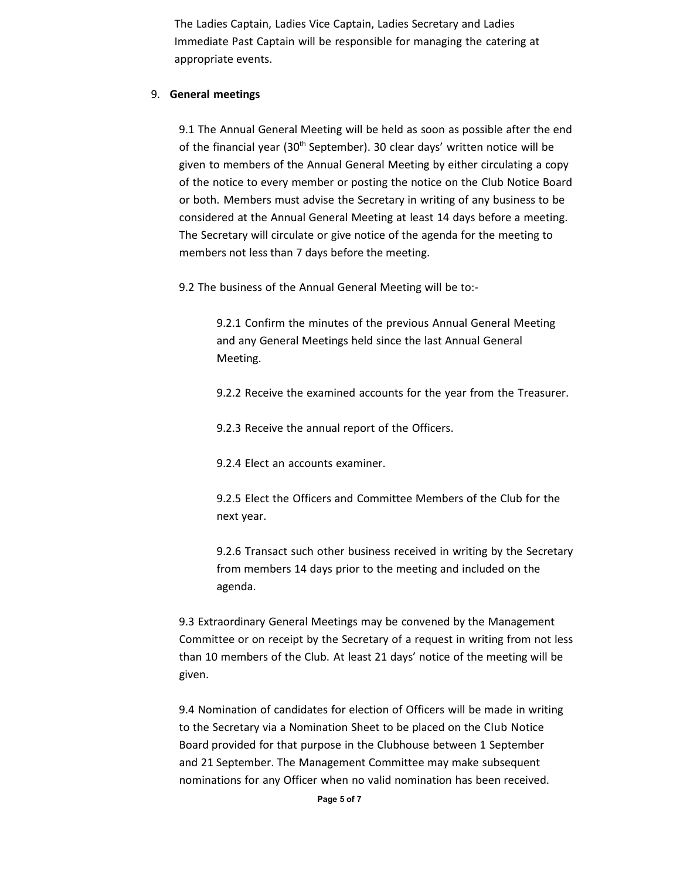The Ladies Captain, Ladies Vice Captain, Ladies Secretary and Ladies Immediate Past Captain will be responsible for managing the catering at appropriate events.

9. **General meetings**

9.1 The Annual General Meeting will be held as soon as possible after the end of the financial year (30th September). 30 clear days' written notice will be given to members of the Annual General Meeting by either circulating a copy of the notice to every member or posting the notice on the Club Notice Board or both. Members must advise the Secretary in writing of any business to be considered at the Annual General Meeting at least 14 days before a meeting. The Secretary will circulate or give notice of the agenda for the meeting to members not less than 7 days before the meeting.

9.2 The business of the Annual General Meeting will be to:-

9.2.1 Confirm the minutes of the previous Annual General Meeting and any General Meetings held since the last Annual General Meeting.

9.2.2 Receive the examined accounts for the year from the Treasurer.

9.2.3 Receive the annual report of the Officers.

9.2.4 Elect an accounts examiner.

9.2.5 Elect the Officers and Committee Members of the Club for the next year.

9.2.6 Transact such other business received in writing by the Secretary from members 14 days prior to the meeting and included on the agenda.

9.3 Extraordinary General Meetings may be convened by the Management Committee or on receipt by the Secretary of a request in writing from not less than 10 members of the Club. At least 21 days' notice of the meeting will be given.

9.4 Nomination of candidates for election of Officers will be made in writing to the Secretary via a Nomination Sheet to be placed on the Club Notice Board provided for that purpose in the Clubhouse between 1 September and 21 September. The Management Committee may make subsequent nominations for any Officer when no valid nomination has been received.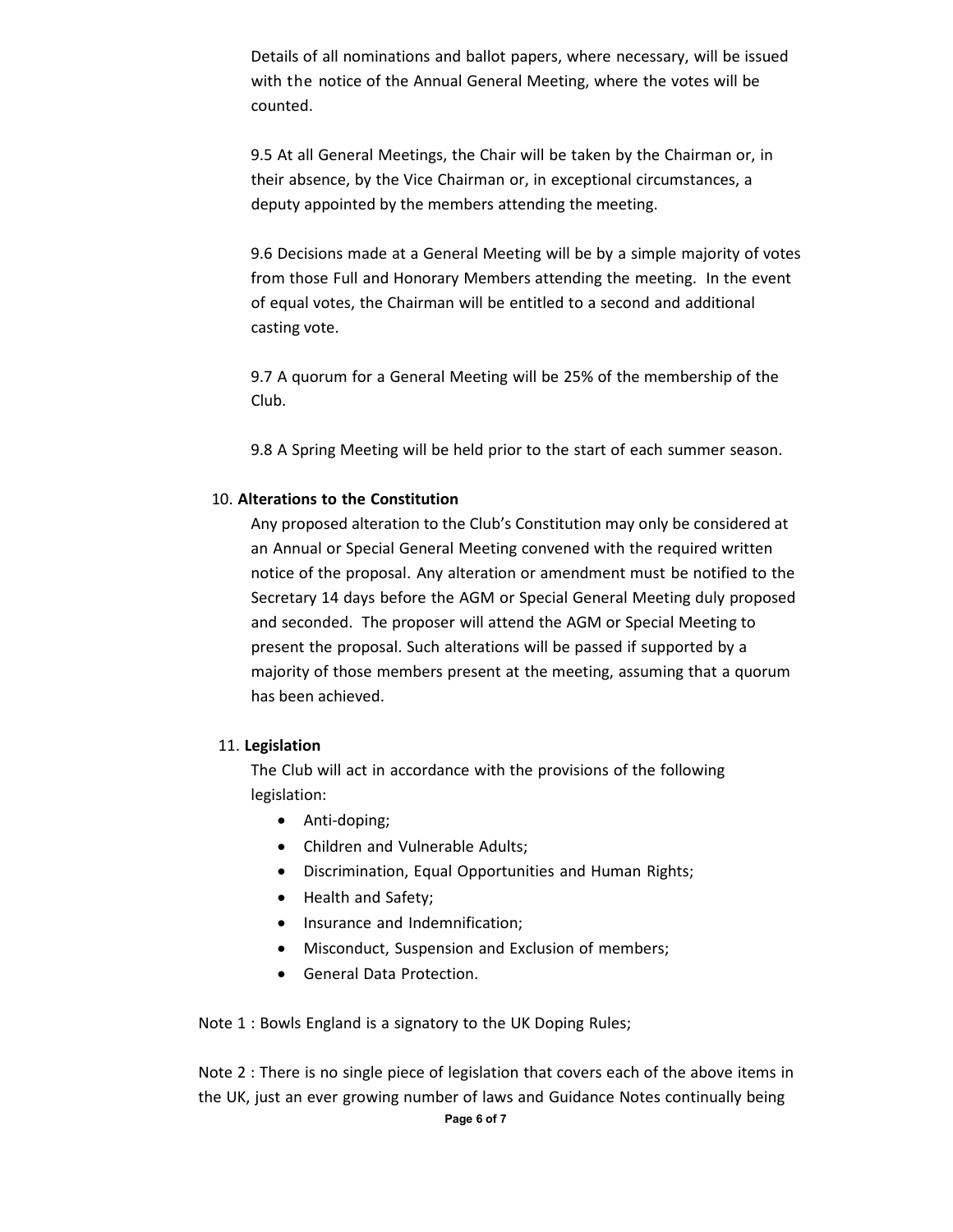Details of all nominations and ballot papers, where necessary, will be issued with the notice of the Annual General Meeting, where the votes will be counted.

9.5 At all General Meetings, the Chair will be taken by the Chairman or, in their absence, by the Vice Chairman or, in exceptional circumstances, a deputy appointed by the members attending the meeting.

9.6 Decisions made at a General Meeting will be by a simple majority of votes from those Full and Honorary Members attending the meeting. In the event of equal votes, the Chairman will be entitled to a second and additional casting vote.

9.7 A quorum for a General Meeting will be 25% of the membership of the Club.

9.8 A Spring Meeting will be held prior to the start of each summer season.

10. **Alterations to the Constitution**

Any proposed alteration to the Club's Constitution may only be considered at an Annual or Special General Meeting convened with the required written notice of the proposal. Any alteration or amendment must be notified to the Secretary 14 days before the AGM or Special General Meeting duly proposed and seconded. The proposer will attend the AGM or Special Meeting to present the proposal. Such alterations will be passed if supported by a majority of those members present at the meeting, assuming that a quorum has been achieved.

11. **Legislation**

The Club will act in accordance with the provisions of the following legislation:

- Anti-doping;
- Children and Vulnerable Adults;
- Discrimination, Equal Opportunities and Human Rights;
- Health and Safety;
- Insurance and Indemnification;
- Misconduct, Suspension and Exclusion of members;
- General Data Protection.

Note 1 : Bowls England is a signatory to the UK Doping Rules;

Note 2 : There is no single piece of legislation that covers each of the above items in the UK, just an ever growing number of laws and Guidance Notes continually being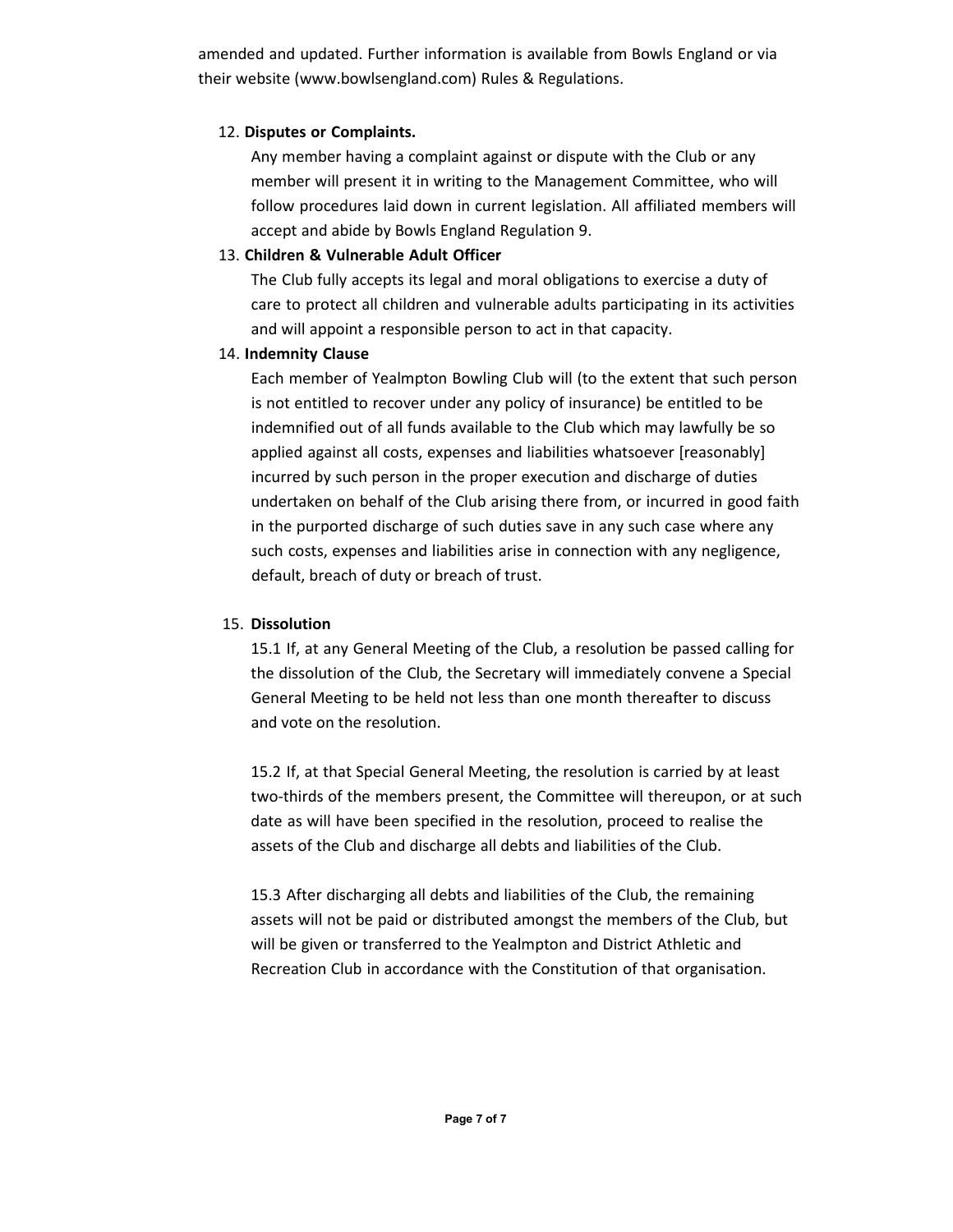amended and updated. Further information is available from Bowls England or via their website (www.bowlsengland.com) Rules & Regulations.

12. **Disputes or Complaints.**

    Any member having a complaint against or dispute with the Club or any member will present it in writing to the Management Committee, who will follow procedures laid down in current legislation. All affiliated members will accept and abide by Bowls England Regulation 9.

13. **Children & Vulnerable Adult Officer**

    The Club fully accepts its legal and moral obligations to exercise a duty of care to protect all children and vulnerable adults participating in its activities and will appoint a responsible person to act in that capacity.

14. **Indemnity Clause**

    Each member of Yealmpton Bowling Club will (to the extent that such person is not entitled to recover under any policy of insurance) be entitled to be indemnified out of all funds available to the Club which may lawfully be so applied against all costs, expenses and liabilities whatsoever [reasonably] incurred by such person in the proper execution and discharge of duties undertaken on behalf of the Club arising there from, or incurred in good faith in the purported discharge of such duties save in any such case where any such costs, expenses and liabilities arise in connection with any negligence, default, breach of duty or breach of trust.

15. **Dissolution**

    15.1 If, at any General Meeting of the Club, a resolution be passed calling for the dissolution of the Club, the Secretary will immediately convene a Special General Meeting to be held not less than one month thereafter to discuss and vote on the resolution.

    15.2 If, at that Special General Meeting, the resolution is carried by at least two-thirds of the members present, the Committee will thereupon, or at such date as will have been specified in the resolution, proceed to realise the assets of the Club and discharge all debts and liabilities of the Club.

    15.3 After discharging all debts and liabilities of the Club, the remaining assets will not be paid or distributed amongst the members of the Club, but will be given or transferred to the Yealmpton and District Athletic and Recreation Club in accordance with the Constitution of that organisation.